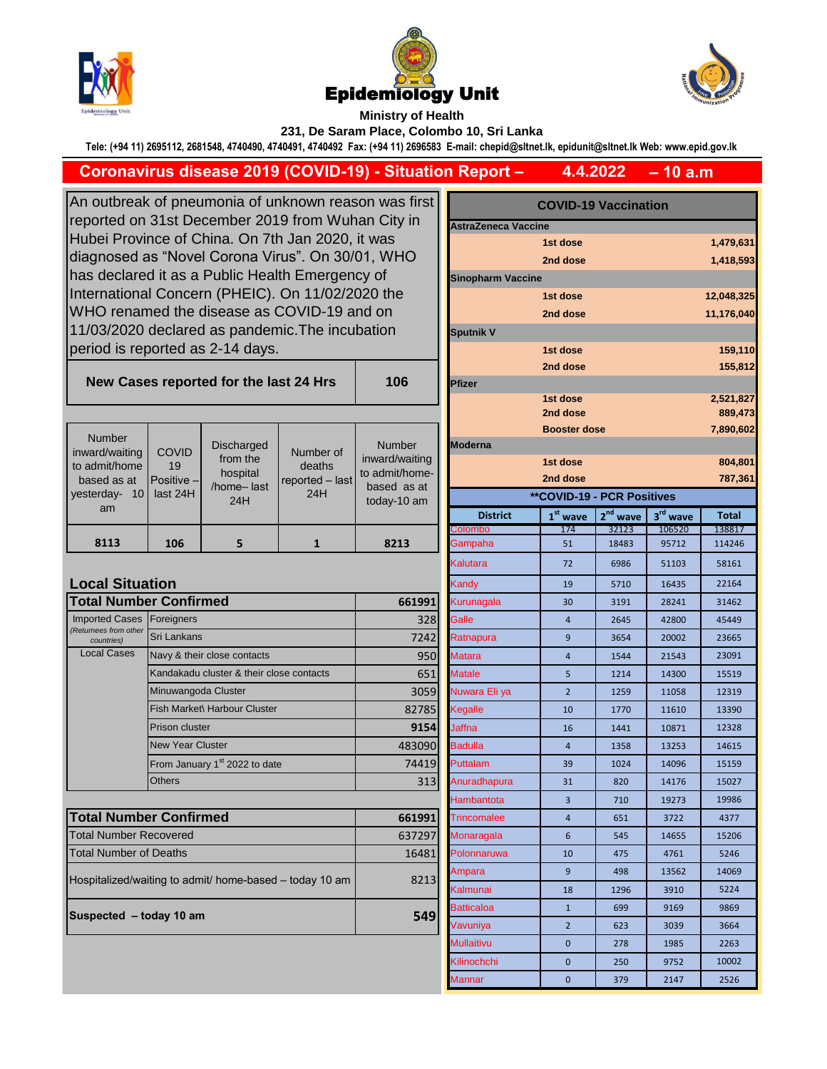# Epidemiology Unit

**Ministry of Health**

**231, De Saram Place, Colombo 10, Sri Lanka**

**Tele: (+94 11) 2695112, 2681548, 4740490, 4740491, 4740492 Fax: (+94 11) 2696583 E-mail: chepid@sltnet.lk, epidunit@sltnet.lk Web: www.epid.gov.lk**

## Coronavirus disease 2019 (COVID-19) - Situation Report – 4.4.2022 – 10 a.m

An outbreak of pneumonia of unknown reason was first reported on 31st December 2019 from Wuhan City in Hubei Province of China. On 7th Jan 2020, it was diagnosed as "Novel Corona Virus". On 30/01, WHO has declared it as a Public Health Emergency of International Concern (PHEIC). On 11/02/2020 the WHO renamed the disease as COVID-19 and on 11/03/2020 declared as pandemic.The incubation period is reported as 2-14 days.

| New Cases reported for the last 24 Hrs | 106 |
|---|---|

| Number inward/waiting to admit/home based as at yesterday- 10 am | COVID 19 Positive – last 24H | Discharged from the hospital /home– last 24H | Number of deaths reported – last 24H | Number inward/waiting to admit/home-based as at today-10 am |
|---|---|---|---|---|
| 8113 | 106 | 5 | 1 | 8213 |

### Local Situation

| Total Number Confirmed | | 661991 |
|---|---|---|
| Imported Cases (Returnees from other countries) | Foreigners | 328 |
| | Sri Lankans | 7242 |
| Local Cases | Navy & their close contacts | 950 |
| | Kandakadu cluster & their close contacts | 651 |
| | Minuwangoda Cluster | 3059 |
| | Fish Market\ Harbour Cluster | 82785 |
| | Prison cluster | 9154 |
| | New Year Cluster | 483090 |
| | From January 1st 2022 to date | 74419 |
| | Others | 313 |

| Total Number Confirmed | 661991 |
|---|---|
| Total Number Recovered | 637297 |
| Total Number of Deaths | 16481 |
| Hospitalized/waiting to admit/ home-based – today 10 am | 8213 |
| **Suspected – today 10 am** | **549** |

### COVID-19 Vaccination

| Vaccine | Dose | Number |
|---|---|---|
| **AstraZeneca Vaccine** | | |
| | 1st dose | 1,479,631 |
| | 2nd dose | 1,418,593 |
| **Sinopharm Vaccine** | | |
| | 1st dose | 12,048,325 |
| | 2nd dose | 11,176,040 |
| **Sputnik V** | | |
| | 1st dose | 159,110 |
| | 2nd dose | 155,812 |
| **Pfizer** | | |
| | 1st dose | 2,521,827 |
| | 2nd dose | 889,473 |
| | Booster dose | 7,890,602 |
| **Moderna** | | |
| | 1st dose | 804,801 |
| | 2nd dose | 787,361 |

### **COVID-19 - PCR Positives

| District | 1st wave | 2nd wave | 3rd wave | Total |
|---|---|---|---|---|
| Colombo | 174 | 32123 | 106520 | 138817 |
| Gampaha | 51 | 18483 | 95712 | 114246 |
| Kalutara | 72 | 6986 | 51103 | 58161 |
| Kandy | 19 | 5710 | 16435 | 22164 |
| Kurunagala | 30 | 3191 | 28241 | 31462 |
| Galle | 4 | 2645 | 42800 | 45449 |
| Ratnapura | 9 | 3654 | 20002 | 23665 |
| Matara | 4 | 1544 | 21543 | 23091 |
| Matale | 5 | 1214 | 14300 | 15519 |
| Nuwara Eli ya | 2 | 1259 | 11058 | 12319 |
| Kegalle | 10 | 1770 | 11610 | 13390 |
| Jaffna | 16 | 1441 | 10871 | 12328 |
| Badulla | 4 | 1358 | 13253 | 14615 |
| Puttalam | 39 | 1024 | 14096 | 15159 |
| Anuradhapura | 31 | 820 | 14176 | 15027 |
| Hambantota | 3 | 710 | 19273 | 19986 |
| Trincomalee | 4 | 651 | 3722 | 4377 |
| Monaragala | 6 | 545 | 14655 | 15206 |
| Polonnaruwa | 10 | 475 | 4761 | 5246 |
| Ampara | 9 | 498 | 13562 | 14069 |
| Kalmunai | 18 | 1296 | 3910 | 5224 |
| Batticaloa | 1 | 699 | 9169 | 9869 |
| Vavuniya | 2 | 623 | 3039 | 3664 |
| Mullaitivu | 0 | 278 | 1985 | 2263 |
| Kilinochchi | 0 | 250 | 9752 | 10002 |
| Mannar | 0 | 379 | 2147 | 2526 |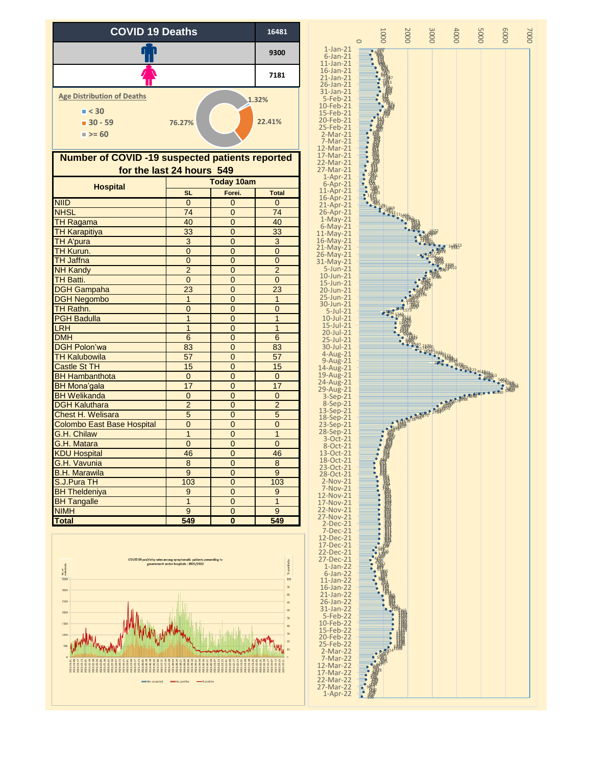| COVID 19 Deaths | 16481 |
|---|---|
| Male | 9300 |
| Female | 7181 |

Age Distribution of Deaths

< 30

30 - 59

>= 60

1.32%

22.41%

76.27%

## Number of COVID -19 suspected patients reported for the last 24 hours 549

| Hospital | Today 10am | | |
|---|---|---|---|
| | SL | Forei. | Total |
| NIID | 0 | 0 | 0 |
| NHSL | 74 | 0 | 74 |
| TH Ragama | 40 | 0 | 40 |
| TH Karapitiya | 33 | 0 | 33 |
| TH A'pura | 3 | 0 | 3 |
| TH Kurun. | 0 | 0 | 0 |
| TH Jaffna | 0 | 0 | 0 |
| NH Kandy | 2 | 0 | 2 |
| TH Batti. | 0 | 0 | 0 |
| DGH Gampaha | 23 | 0 | 23 |
| DGH Negombo | 1 | 0 | 1 |
| TH Rathn. | 0 | 0 | 0 |
| PGH Badulla | 1 | 0 | 1 |
| LRH | 1 | 0 | 1 |
| DMH | 6 | 0 | 6 |
| DGH Polon'wa | 83 | 0 | 83 |
| TH Kalubowila | 57 | 0 | 57 |
| Castle St TH | 15 | 0 | 15 |
| BH Hambanthota | 0 | 0 | 0 |
| BH Mona'gala | 17 | 0 | 17 |
| BH Welikanda | 0 | 0 | 0 |
| DGH Kaluthara | 2 | 0 | 2 |
| Chest H. Welisara | 5 | 0 | 5 |
| Colombo East Base Hospital | 0 | 0 | 0 |
| G.H. Chilaw | 1 | 0 | 1 |
| G.H. Matara | 0 | 0 | 0 |
| KDU Hospital | 46 | 0 | 46 |
| G.H. Vavunia | 8 | 0 | 8 |
| B.H. Marawila | 9 | 0 | 9 |
| S.J.Pura TH | 103 | 0 | 103 |
| BH Theldeniya | 9 | 0 | 9 |
| BH Tangalle | 1 | 0 | 1 |
| NIMH | 9 | 0 | 9 |
| **Total** | **549** | **0** | **549** |

COVID 19 positivity rates among symptomatic patients presenting to government sector hospitals : 2021/2022

No. suspected

No. positive

% positive